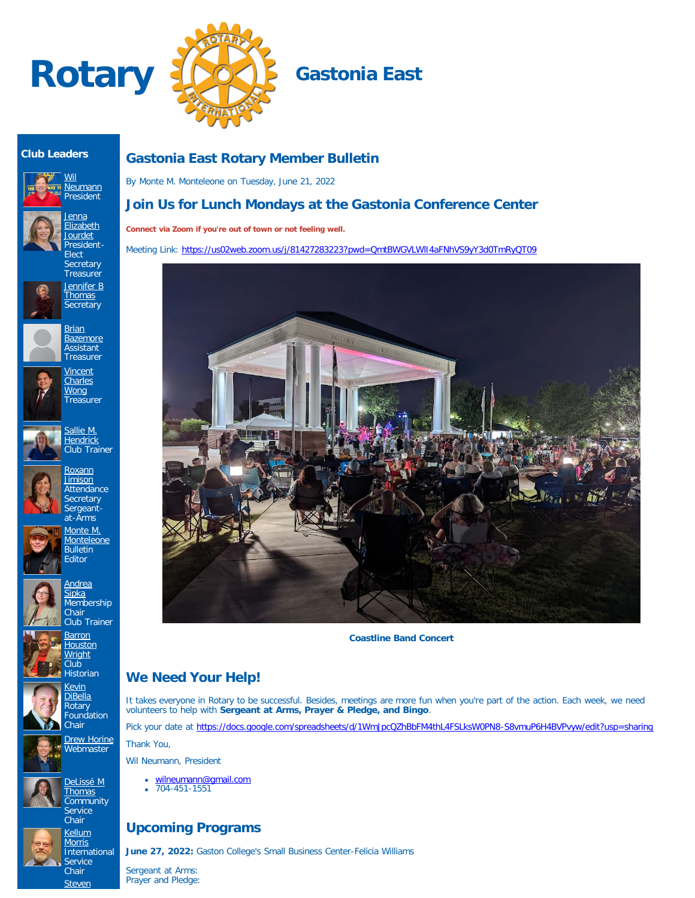# Rotary Gastonia East

## Club Leaders

- [Wil Neumann] President
- [Jenna Elizabeth Jourdet] President-Elect Secretary Treasurer
- [Jennifer B Thomas] Secretary
- [Brian Bazemore] Assistant Treasurer
- [Vincent Charles Wong] Treasurer
- [Sallie M. Hendrick] Club Trainer
- [Roxann Jimison] Attendance Secretary Sergeant-at-Arms
- [Monte M. Monteleone] Bulletin Editor
- [Andrea Sipka] Membership Chair Club Trainer
- [Barron Houston Wright] Club Historian
- [Kevin DiBella] Rotary Foundation Chair
- [Drew Horine] Webmaster
- [DeLissé M Thomas] Community Service Chair
- [Kellum Morris] International Service Chair
- [Steven

## Gastonia East Rotary Member Bulletin

By Monte M. Monteleone on Tuesday, June 21, 2022

## Join Us for Lunch Mondays at the Gastonia Conference Center

**Connect via Zoom if you're out of town or not feeling well.**

Meeting Link: https://us02web.zoom.us/j/81427283223?pwd=QmtBWGVLWlI4aFNhVS9yY3d0TmRyQT09

**Coastline Band Concert**

## We Need Your Help!

It takes everyone in Rotary to be successful. Besides, meetings are more fun when you're part of the action. Each week, we need volunteers to help with **Sergeant at Arms, Prayer & Pledge, and Bingo**.

Pick your date at https://docs.google.com/spreadsheets/d/1WmJpcQZhBbFM4thL4FSLksW0PN8-S8vmuP6H4BVPvyw/edit?usp=sharing

Thank You,

Wil Neumann, President

- wilneumann@gmail.com
- 704-451-1551

## Upcoming Programs

**June 27, 2022:** Gaston College's Small Business Center-Felicia Williams

Sergeant at Arms:
Prayer and Pledge: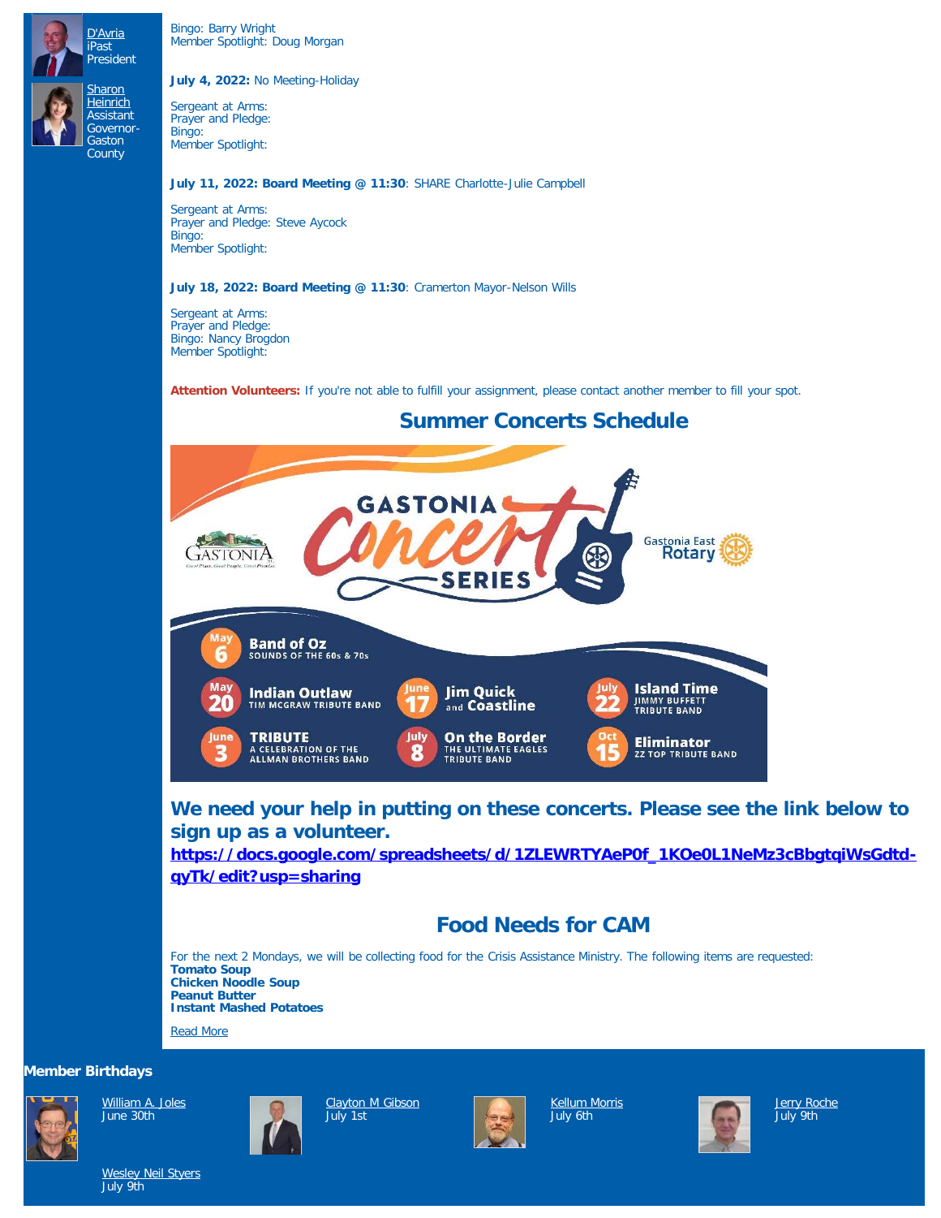D'Avria
iPast President

Sharon Heinrich
Assistant Governor-Gaston County

Bingo: Barry Wright
Member Spotlight: Doug Morgan

**July 4, 2022:** No Meeting-Holiday

Sergeant at Arms:
Prayer and Pledge:
Bingo:
Member Spotlight:

**July 11, 2022: Board Meeting @ 11:30**: SHARE Charlotte-Julie Campbell

Sergeant at Arms:
Prayer and Pledge: Steve Aycock
Bingo:
Member Spotlight:

**July 18, 2022: Board Meeting @ 11:30**: Cramerton Mayor-Nelson Wills

Sergeant at Arms:
Prayer and Pledge:
Bingo: Nancy Brogdon
Member Spotlight:

**Attention Volunteers:** If you're not able to fulfill your assignment, please contact another member to fill your spot.

## Summer Concerts Schedule

GASTONIA Concert SERIES
Gastonia East Rotary

- May 6 — Band of Oz — Sounds of the 60s & 70s
- May 20 — Indian Outlaw — Tim McGraw Tribute Band
- June 3 — TRIBUTE — A Celebration of the Allman Brothers Band
- June 17 — Jim Quick and Coastline
- July 8 — On the Border — The Ultimate Eagles Tribute Band
- July 22 — Island Time — Jimmy Buffett Tribute Band
- Oct 15 — Eliminator — ZZ Top Tribute Band

### We need your help in putting on these concerts. Please see the link below to sign up as a volunteer.

**https://docs.google.com/spreadsheets/d/1ZLEWRTYAeP0f_1KOe0L1NeMz3cBbgtqiWsGdtd-qyTk/edit?usp=sharing**

## Food Needs for CAM

For the next 2 Mondays, we will be collecting food for the Crisis Assistance Ministry. The following items are requested:
**Tomato Soup**
**Chicken Noodle Soup**
**Peanut Butter**
**Instant Mashed Potatoes**

Read More

**Member Birthdays**

William A. Joles
June 30th

Clayton M Gibson
July 1st

Kellum Morris
July 6th

Jerry Roche
July 9th

Wesley Neil Styers
July 9th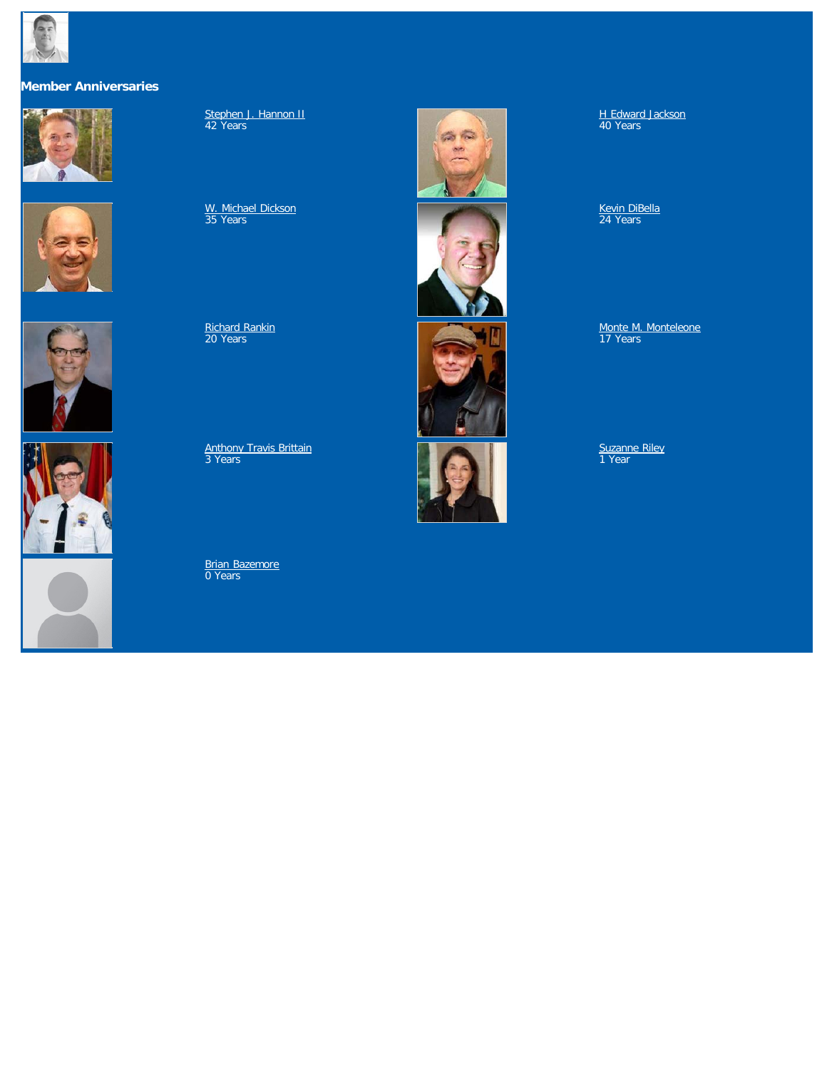## Member Anniversaries

Stephen J. Hannon II
42 Years

H Edward Jackson
40 Years

W. Michael Dickson
35 Years

Kevin DiBella
24 Years

Richard Rankin
20 Years

Monte M. Monteleone
17 Years

Anthony Travis Brittain
3 Years

Suzanne Riley
1 Year

Brian Bazemore
0 Years